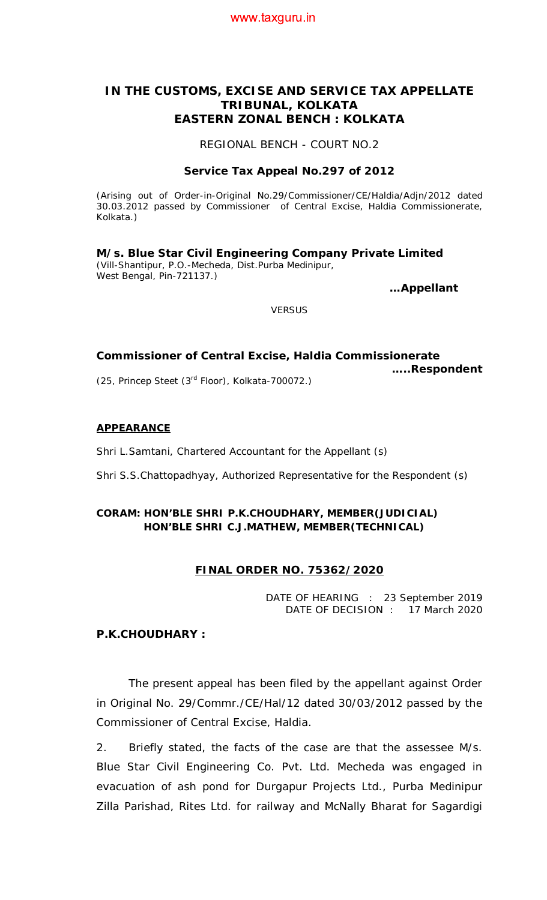# IN THE CUSTOMS, EXCISE AND SERVICE TAX APPELLATE TRIBUNAL, KOLKATA EASTERN ZONAL BENCH : KOLKATA

REGIONAL BENCH - COURT NO.2

**Service Tax Appeal No.297 of 2012**

(Arising out of Order-in-Original No.29/Commissioner/CE/Haldia/Adjn/2012 dated 30.03.2012 passed by Commissioner of Central Excise, Haldia Commissionerate, Kolkata.)

**M/s. Blue Star Civil Engineering Company Private Limited**
(Vill-Shantipur, P.O.-Mecheda, Dist.Purba Medinipur, West Bengal, Pin-721137.)

**…Appellant**

VERSUS

**Commissioner of Central Excise, Haldia Commissionerate**

**…..Respondent**

(25, Princep Steet (3rd Floor), Kolkata-700072.)

**APPEARANCE**

Shri L.Samtani, Chartered Accountant for the Appellant (s)

Shri S.S.Chattopadhyay, Authorized Representative for the Respondent (s)

**CORAM: HON'BLE SHRI P.K.CHOUDHARY, MEMBER(JUDICIAL)**
**HON'BLE SHRI C.J.MATHEW, MEMBER(TECHNICAL)**

**FINAL ORDER NO. 75362/2020**

DATE OF HEARING : 23 September 2019
DATE OF DECISION : 17 March 2020

**P.K.CHOUDHARY :**

The present appeal has been filed by the appellant against Order in Original No. 29/Commr./CE/Hal/12 dated 30/03/2012 passed by the Commissioner of Central Excise, Haldia.

2. Briefly stated, the facts of the case are that the assessee M/s. Blue Star Civil Engineering Co. Pvt. Ltd. Mecheda was engaged in evacuation of ash pond for Durgapur Projects Ltd., Purba Medinipur Zilla Parishad, Rites Ltd. for railway and McNally Bharat for Sagardigi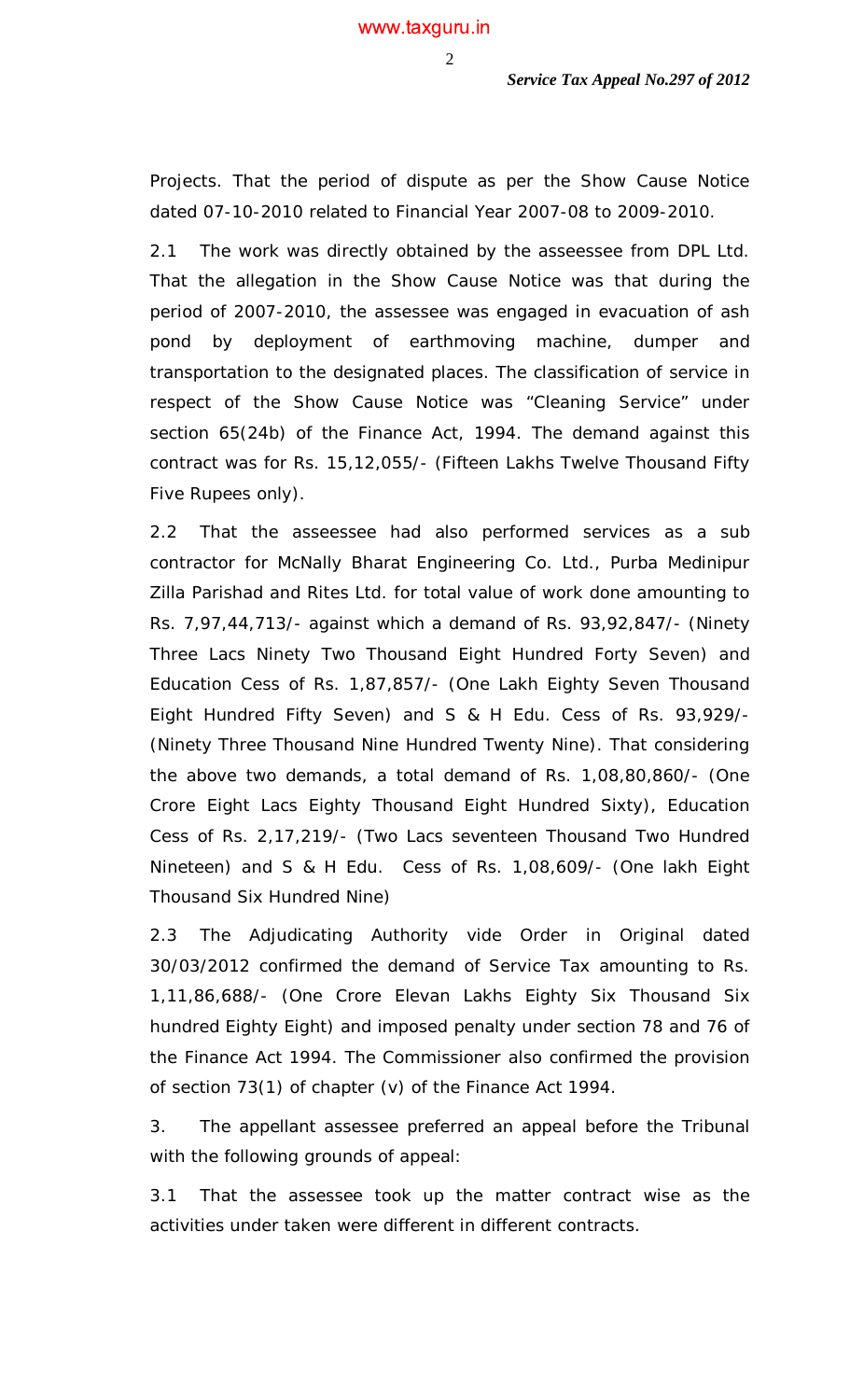Projects. That the period of dispute as per the Show Cause Notice dated 07-10-2010 related to Financial Year 2007-08 to 2009-2010.

2.1 The work was directly obtained by the asseessee from DPL Ltd. That the allegation in the Show Cause Notice was that during the period of 2007-2010, the assessee was engaged in evacuation of ash pond by deployment of earthmoving machine, dumper and transportation to the designated places. The classification of service in respect of the Show Cause Notice was "Cleaning Service" under section 65(24b) of the Finance Act, 1994. The demand against this contract was for Rs. 15,12,055/- (Fifteen Lakhs Twelve Thousand Fifty Five Rupees only).

2.2 That the asseessee had also performed services as a sub contractor for McNally Bharat Engineering Co. Ltd., Purba Medinipur Zilla Parishad and Rites Ltd. for total value of work done amounting to Rs. 7,97,44,713/- against which a demand of Rs. 93,92,847/- (Ninety Three Lacs Ninety Two Thousand Eight Hundred Forty Seven) and Education Cess of Rs. 1,87,857/- (One Lakh Eighty Seven Thousand Eight Hundred Fifty Seven) and S & H Edu. Cess of Rs. 93,929/- (Ninety Three Thousand Nine Hundred Twenty Nine). That considering the above two demands, a total demand of Rs. 1,08,80,860/- (One Crore Eight Lacs Eighty Thousand Eight Hundred Sixty), Education Cess of Rs. 2,17,219/- (Two Lacs seventeen Thousand Two Hundred Nineteen) and S & H Edu. Cess of Rs. 1,08,609/- (One lakh Eight Thousand Six Hundred Nine)

2.3 The Adjudicating Authority vide Order in Original dated 30/03/2012 confirmed the demand of Service Tax amounting to Rs. 1,11,86,688/- (One Crore Elevan Lakhs Eighty Six Thousand Six hundred Eighty Eight) and imposed penalty under section 78 and 76 of the Finance Act 1994. The Commissioner also confirmed the provision of section 73(1) of chapter (v) of the Finance Act 1994.

3. The appellant assessee preferred an appeal before the Tribunal with the following grounds of appeal:

3.1 That the assessee took up the matter contract wise as the activities under taken were different in different contracts.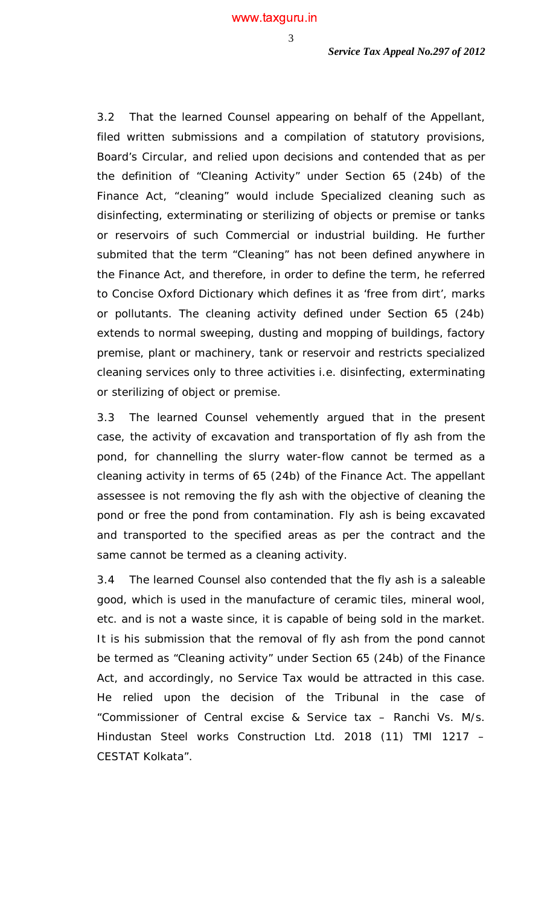3.2 That the learned Counsel appearing on behalf of the Appellant, filed written submissions and a compilation of statutory provisions, Board's Circular, and relied upon decisions and contended that as per the definition of "Cleaning Activity" under Section 65 (24b) of the Finance Act, "cleaning" would include Specialized cleaning such as disinfecting, exterminating or sterilizing of objects or premise or tanks or reservoirs of such Commercial or industrial building. He further submited that the term "Cleaning" has not been defined anywhere in the Finance Act, and therefore, in order to define the term, he referred to Concise Oxford Dictionary which defines it as 'free from dirt', marks or pollutants. The cleaning activity defined under Section 65 (24b) extends to normal sweeping, dusting and mopping of buildings, factory premise, plant or machinery, tank or reservoir and restricts specialized cleaning services only to three activities i.e. disinfecting, exterminating or sterilizing of object or premise.

3.3 The learned Counsel vehemently argued that in the present case, the activity of excavation and transportation of fly ash from the pond, for channelling the slurry water-flow cannot be termed as a cleaning activity in terms of 65 (24b) of the Finance Act. The appellant assessee is not removing the fly ash with the objective of cleaning the pond or free the pond from contamination. Fly ash is being excavated and transported to the specified areas as per the contract and the same cannot be termed as a cleaning activity.

3.4 The learned Counsel also contended that the fly ash is a saleable good, which is used in the manufacture of ceramic tiles, mineral wool, etc. and is not a waste since, it is capable of being sold in the market. It is his submission that the removal of fly ash from the pond cannot be termed as "Cleaning activity" under Section 65 (24b) of the Finance Act, and accordingly, no Service Tax would be attracted in this case. He relied upon the decision of the Tribunal in the case of "Commissioner of Central excise & Service tax – Ranchi Vs. M/s. Hindustan Steel works Construction Ltd. 2018 (11) TMI 1217 – CESTAT Kolkata".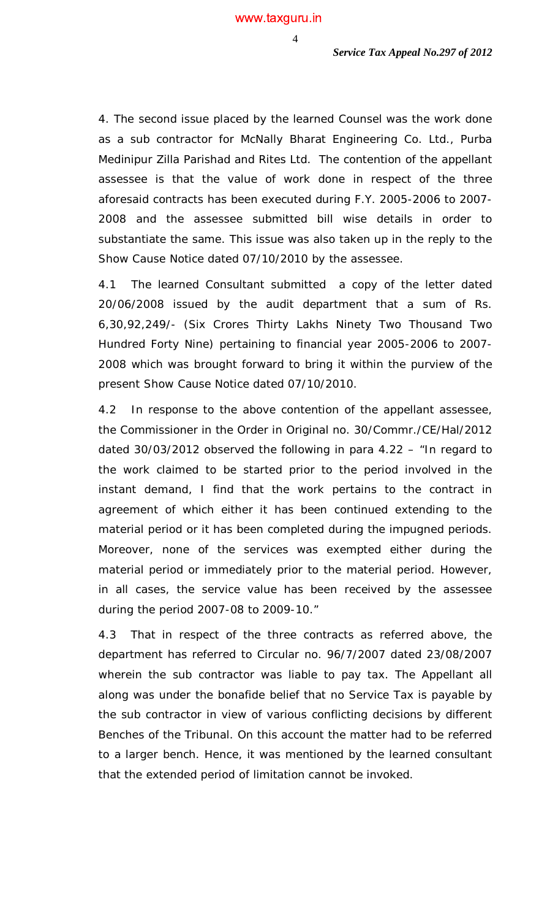4. The second issue placed by the learned Counsel was the work done as a sub contractor for McNally Bharat Engineering Co. Ltd., Purba Medinipur Zilla Parishad and Rites Ltd. The contention of the appellant assessee is that the value of work done in respect of the three aforesaid contracts has been executed during F.Y. 2005-2006 to 2007-2008 and the assessee submitted bill wise details in order to substantiate the same. This issue was also taken up in the reply to the Show Cause Notice dated 07/10/2010 by the assessee.

4.1 The learned Consultant submitted a copy of the letter dated 20/06/2008 issued by the audit department that a sum of Rs. 6,30,92,249/- (Six Crores Thirty Lakhs Ninety Two Thousand Two Hundred Forty Nine) pertaining to financial year 2005-2006 to 2007-2008 which was brought forward to bring it within the purview of the present Show Cause Notice dated 07/10/2010.

4.2 In response to the above contention of the appellant assessee, the Commissioner in the Order in Original no. 30/Commr./CE/Hal/2012 dated 30/03/2012 observed the following in para 4.22 – "In regard to the work claimed to be started prior to the period involved in the instant demand, I find that the work pertains to the contract in agreement of which either it has been continued extending to the material period or it has been completed during the impugned periods. Moreover, none of the services was exempted either during the material period or immediately prior to the material period. However, in all cases, the service value has been received by the assessee during the period 2007-08 to 2009-10."

4.3 That in respect of the three contracts as referred above, the department has referred to Circular no. 96/7/2007 dated 23/08/2007 wherein the sub contractor was liable to pay tax. The Appellant all along was under the bonafide belief that no Service Tax is payable by the sub contractor in view of various conflicting decisions by different Benches of the Tribunal. On this account the matter had to be referred to a larger bench. Hence, it was mentioned by the learned consultant that the extended period of limitation cannot be invoked.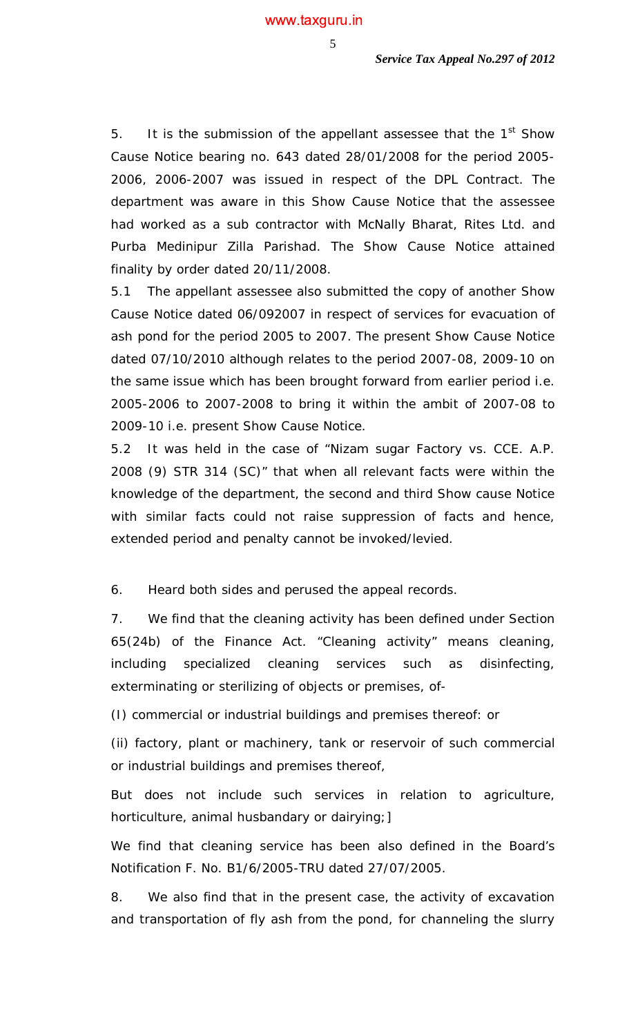5. It is the submission of the appellant assessee that the 1st Show Cause Notice bearing no. 643 dated 28/01/2008 for the period 2005-2006, 2006-2007 was issued in respect of the DPL Contract. The department was aware in this Show Cause Notice that the assessee had worked as a sub contractor with McNally Bharat, Rites Ltd. and Purba Medinipur Zilla Parishad. The Show Cause Notice attained finality by order dated 20/11/2008.

5.1 The appellant assessee also submitted the copy of another Show Cause Notice dated 06/092007 in respect of services for evacuation of ash pond for the period 2005 to 2007. The present Show Cause Notice dated 07/10/2010 although relates to the period 2007-08, 2009-10 on the same issue which has been brought forward from earlier period i.e. 2005-2006 to 2007-2008 to bring it within the ambit of 2007-08 to 2009-10 i.e. present Show Cause Notice.

5.2 It was held in the case of "Nizam sugar Factory vs. CCE. A.P. 2008 (9) STR 314 (SC)" that when all relevant facts were within the knowledge of the department, the second and third Show cause Notice with similar facts could not raise suppression of facts and hence, extended period and penalty cannot be invoked/levied.

6. Heard both sides and perused the appeal records.

7. We find that the cleaning activity has been defined under Section 65(24b) of the Finance Act. "Cleaning activity" means cleaning, including specialized cleaning services such as disinfecting, exterminating or sterilizing of objects or premises, of-

(I) commercial or industrial buildings and premises thereof: or

(ii) factory, plant or machinery, tank or reservoir of such commercial or industrial buildings and premises thereof,

But does not include such services in relation to agriculture, horticulture, animal husbandary or dairying;]

We find that cleaning service has been also defined in the Board's Notification F. No. B1/6/2005-TRU dated 27/07/2005.

8. We also find that in the present case, the activity of excavation and transportation of fly ash from the pond, for channeling the slurry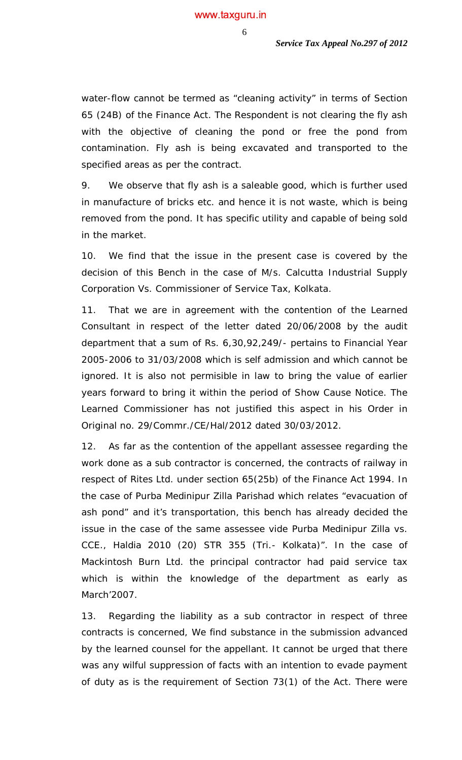water-flow cannot be termed as “cleaning activity” in terms of Section 65 (24B) of the Finance Act. The Respondent is not clearing the fly ash with the objective of cleaning the pond or free the pond from contamination. Fly ash is being excavated and transported to the specified areas as per the contract.

9. We observe that fly ash is a saleable good, which is further used in manufacture of bricks etc. and hence it is not waste, which is being removed from the pond. It has specific utility and capable of being sold in the market.

10. We find that the issue in the present case is covered by the decision of this Bench in the case of M/s. Calcutta Industrial Supply Corporation Vs. Commissioner of Service Tax, Kolkata.

11. That we are in agreement with the contention of the Learned Consultant in respect of the letter dated 20/06/2008 by the audit department that a sum of Rs. 6,30,92,249/- pertains to Financial Year 2005-2006 to 31/03/2008 which is self admission and which cannot be ignored. It is also not permisible in law to bring the value of earlier years forward to bring it within the period of Show Cause Notice. The Learned Commissioner has not justified this aspect in his Order in Original no. 29/Commr./CE/Hal/2012 dated 30/03/2012.

12. As far as the contention of the appellant assessee regarding the work done as a sub contractor is concerned, the contracts of railway in respect of Rites Ltd. under section 65(25b) of the Finance Act 1994. In the case of Purba Medinipur Zilla Parishad which relates “evacuation of ash pond” and it’s transportation, this bench has already decided the issue in the case of the same assessee vide Purba Medinipur Zilla vs. CCE., Haldia 2010 (20) STR 355 (Tri.- Kolkata)”. In the case of Mackintosh Burn Ltd. the principal contractor had paid service tax which is within the knowledge of the department as early as March’2007.

13. Regarding the liability as a sub contractor in respect of three contracts is concerned, We find substance in the submission advanced by the learned counsel for the appellant. It cannot be urged that there was any wilful suppression of facts with an intention to evade payment of duty as is the requirement of Section 73(1) of the Act. There were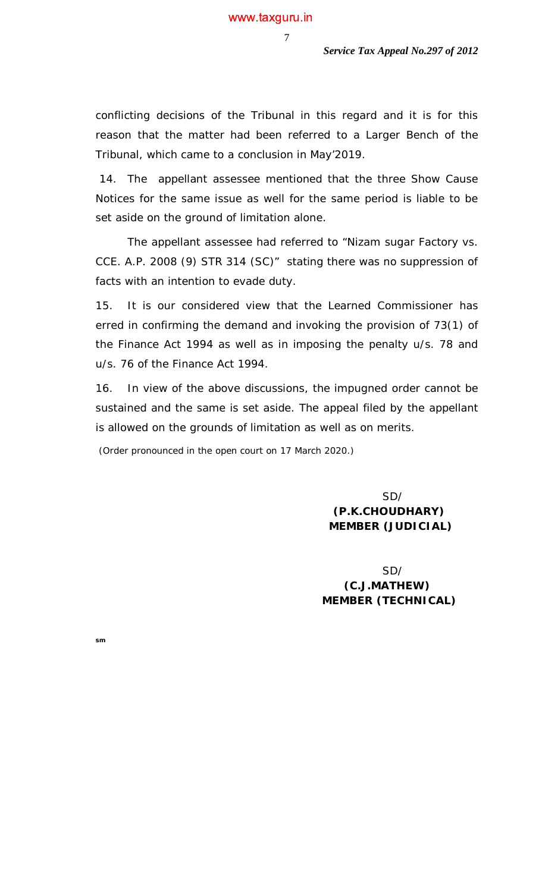conflicting decisions of the Tribunal in this regard and it is for this reason that the matter had been referred to a Larger Bench of the Tribunal, which came to a conclusion in May'2019.

14. The appellant assessee mentioned that the three Show Cause Notices for the same issue as well for the same period is liable to be set aside on the ground of limitation alone.

The appellant assessee had referred to "Nizam sugar Factory vs. CCE. A.P. 2008 (9) STR 314 (SC)" stating there was no suppression of facts with an intention to evade duty.

15. It is our considered view that the Learned Commissioner has erred in confirming the demand and invoking the provision of 73(1) of the Finance Act 1994 as well as in imposing the penalty u/s. 78 and u/s. 76 of the Finance Act 1994.

16. In view of the above discussions, the impugned order cannot be sustained and the same is set aside. The appeal filed by the appellant is allowed on the grounds of limitation as well as on merits.

(Order pronounced in the open court on 17 March 2020.)

SD/
**(P.K.CHOUDHARY)**
**MEMBER (JUDICIAL)**

SD/
**(C.J.MATHEW)**
**MEMBER (TECHNICAL)**

sm